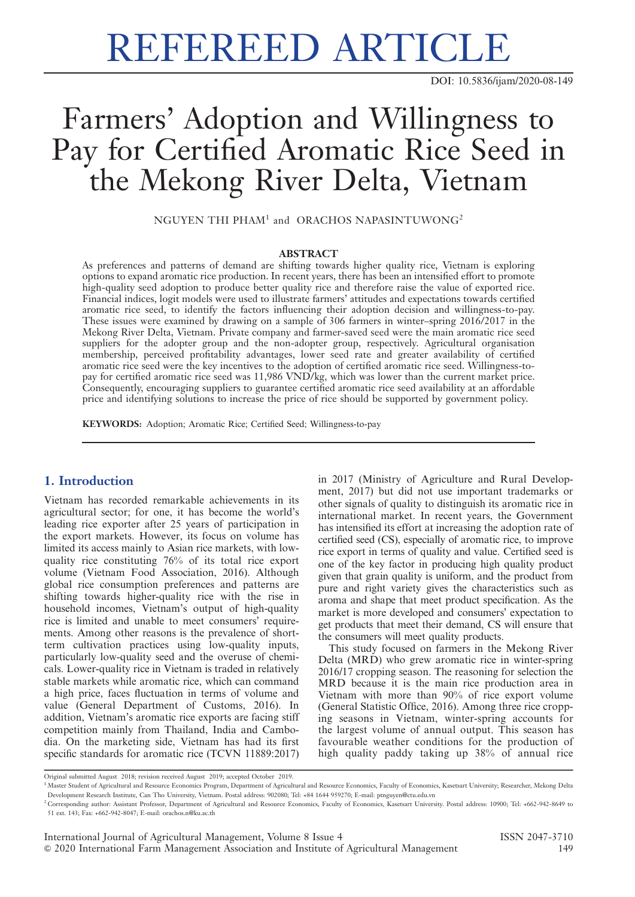# REFEREED ARTICLE

DOI: 10.5836/ijam/2020-08-149

# Farmers' Adoption and Willingness to Pay for Certified Aromatic Rice Seed in the Mekong River Delta, Vietnam

NGUYEN THI PHAM[1] and ORACHOS NAPASINTUWONG[2]

## ABSTRACT

As preferences and patterns of demand are shifting towards higher quality rice, Vietnam is exploring options to expand aromatic rice production. In recent years, there has been an intensified effort to promote high-quality seed adoption to produce better quality rice and therefore raise the value of exported rice. Financial indices, logit models were used to illustrate farmers' attitudes and expectations towards certified aromatic rice seed, to identify the factors influencing their adoption decision and willingness-to-pay. These issues were examined by drawing on a sample of 306 farmers in winter–spring 2016/2017 in the Mekong River Delta, Vietnam. Private company and farmer-saved seed were the main aromatic rice seed suppliers for the adopter group and the non-adopter group, respectively. Agricultural organisation membership, perceived profitability advantages, lower seed rate and greater availability of certified aromatic rice seed were the key incentives to the adoption of certified aromatic rice seed. Willingness-to-pay for certified aromatic rice seed was 11,986 VND/kg, which was lower than the current market price. Consequently, encouraging suppliers to guarantee certified aromatic rice seed availability at an affordable price and identifying solutions to increase the price of rice should be supported by government policy.

**KEYWORDS:** Adoption; Aromatic Rice; Certified Seed; Willingness-to-pay

## 1. Introduction

Vietnam has recorded remarkable achievements in its agricultural sector; for one, it has become the world's leading rice exporter after 25 years of participation in the export markets. However, its focus on volume has limited its access mainly to Asian rice markets, with low-quality rice constituting 76% of its total rice export volume (Vietnam Food Association, 2016). Although global rice consumption preferences and patterns are shifting towards higher-quality rice with the rise in household incomes, Vietnam's output of high-quality rice is limited and unable to meet consumers' requirements. Among other reasons is the prevalence of short-term cultivation practices using low-quality inputs, particularly low-quality seed and the overuse of chemicals. Lower-quality rice in Vietnam is traded in relatively stable markets while aromatic rice, which can command a high price, faces fluctuation in terms of volume and value (General Department of Customs, 2016). In addition, Vietnam's aromatic rice exports are facing stiff competition mainly from Thailand, India and Cambodia. On the marketing side, Vietnam has had its first specific standards for aromatic rice (TCVN 11889:2017) in 2017 (Ministry of Agriculture and Rural Development, 2017) but did not use important trademarks or other signals of quality to distinguish its aromatic rice in international market. In recent years, the Government has intensified its effort at increasing the adoption rate of certified seed (CS), especially of aromatic rice, to improve rice export in terms of quality and value. Certified seed is one of the key factor in producing high quality product given that grain quality is uniform, and the product from pure and right variety gives the characteristics such as aroma and shape that meet product specification. As the market is more developed and consumers' expectation to get products that meet their demand, CS will ensure that the consumers will meet quality products.

This study focused on farmers in the Mekong River Delta (MRD) who grew aromatic rice in winter-spring 2016/17 cropping season. The reasoning for selection the MRD because it is the main rice production area in Vietnam with more than 90% of rice export volume (General Statistic Office, 2016). Among three rice cropping seasons in Vietnam, winter-spring accounts for the largest volume of annual output. This season has favourable weather conditions for the production of high quality paddy taking up 38% of annual rice

Original submitted August 2018; revision received August 2019; accepted October 2019.

[1] Master Student of Agricultural and Resource Economics Program, Department of Agricultural and Resource Economics, Faculty of Economics, Kasetsart University; Researcher, Mekong Delta Development Research Institute, Can Tho University, Vietnam. Postal address: 902080; Tel: +84 1644 959270; E-mail: ptnguyen@ctu.edu.vn

[2] Corresponding author: Assistant Professor, Department of Agricultural and Resource Economics, Faculty of Economics, Kasetsart University. Postal address: 10900; Tel: +662-942-8649 to 51 ext. 143; Fax: +662-942-8047; E-mail: orachos.n@ku.ac.th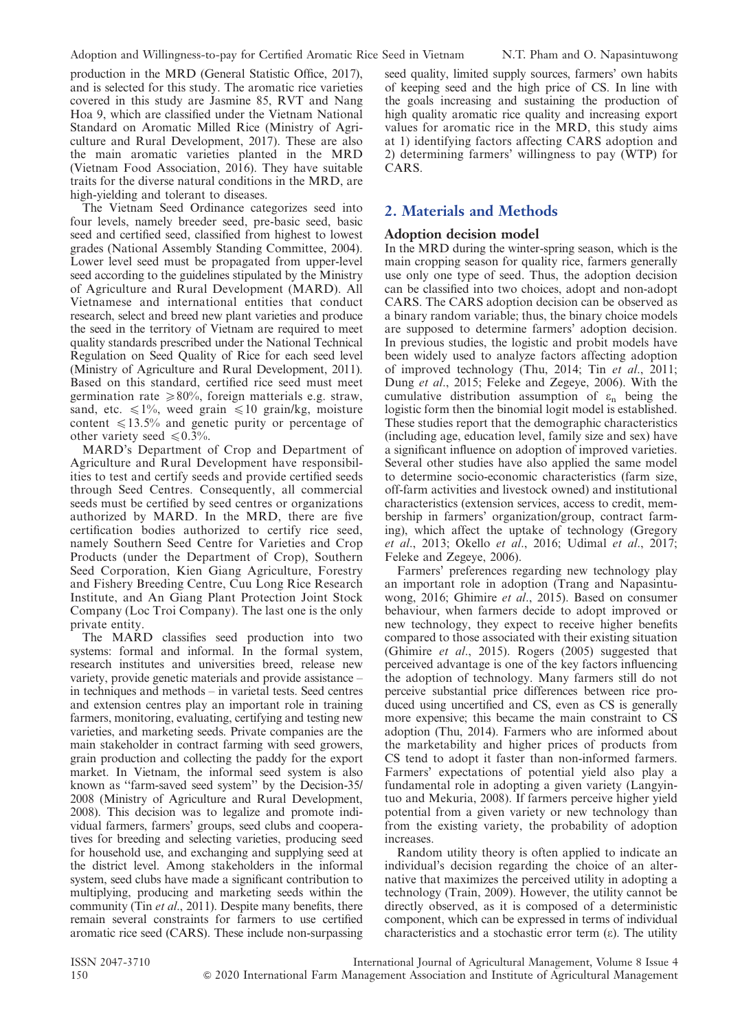production in the MRD (General Statistic Office, 2017), and is selected for this study. The aromatic rice varieties covered in this study are Jasmine 85, RVT and Nang Hoa 9, which are classified under the Vietnam National Standard on Aromatic Milled Rice (Ministry of Agriculture and Rural Development, 2017). These are also the main aromatic varieties planted in the MRD (Vietnam Food Association, 2016). They have suitable traits for the diverse natural conditions in the MRD, are high-yielding and tolerant to diseases.

The Vietnam Seed Ordinance categorizes seed into four levels, namely breeder seed, pre-basic seed, basic seed and certified seed, classified from highest to lowest grades (National Assembly Standing Committee, 2004). Lower level seed must be propagated from upper-level seed according to the guidelines stipulated by the Ministry of Agriculture and Rural Development (MARD). All Vietnamese and international entities that conduct research, select and breed new plant varieties and produce the seed in the territory of Vietnam are required to meet quality standards prescribed under the National Technical Regulation on Seed Quality of Rice for each seed level (Ministry of Agriculture and Rural Development, 2011). Based on this standard, certified rice seed must meet germination rate $\geq 80\%$, foreign matterials e.g. straw, sand, etc. $\leq 1\%$, weed grain $\leq 10$ grain/kg, moisture content $\leq 13.5\%$ and genetic purity or percentage of other variety seed $\leq 0.3\%$.

MARD's Department of Crop and Department of Agriculture and Rural Development have responsibilities to test and certify seeds and provide certified seeds through Seed Centres. Consequently, all commercial seeds must be certified by seed centres or organizations authorized by MARD. In the MRD, there are five certification bodies authorized to certify rice seed, namely Southern Seed Centre for Varieties and Crop Products (under the Department of Crop), Southern Seed Corporation, Kien Giang Agriculture, Forestry and Fishery Breeding Centre, Cuu Long Rice Research Institute, and An Giang Plant Protection Joint Stock Company (Loc Troi Company). The last one is the only private entity.

The MARD classifies seed production into two systems: formal and informal. In the formal system, research institutes and universities breed, release new variety, provide genetic materials and provide assistance – in techniques and methods – in varietal tests. Seed centres and extension centres play an important role in training farmers, monitoring, evaluating, certifying and testing new varieties, and marketing seeds. Private companies are the main stakeholder in contract farming with seed growers, grain production and collecting the paddy for the export market. In Vietnam, the informal seed system is also known as "farm-saved seed system" by the Decision-35/2008 (Ministry of Agriculture and Rural Development, 2008). This decision was to legalize and promote individual farmers, farmers' groups, seed clubs and cooperatives for breeding and selecting varieties, producing seed for household use, and exchanging and supplying seed at the district level. Among stakeholders in the informal system, seed clubs have made a significant contribution to multiplying, producing and marketing seeds within the community (Tin *et al.*, 2011). Despite many benefits, there remain several constraints for farmers to use certified aromatic rice seed (CARS). These include non-surpassing seed quality, limited supply sources, farmers' own habits of keeping seed and the high price of CS. In line with the goals increasing and sustaining the production of high quality aromatic rice quality and increasing export values for aromatic rice in the MRD, this study aims at 1) identifying factors affecting CARS adoption and 2) determining farmers' willingness to pay (WTP) for CARS.

## 2. Materials and Methods

### Adoption decision model

In the MRD during the winter-spring season, which is the main cropping season for quality rice, farmers generally use only one type of seed. Thus, the adoption decision can be classified into two choices, adopt and non-adopt CARS. The CARS adoption decision can be observed as a binary random variable; thus, the binary choice models are supposed to determine farmers' adoption decision. In previous studies, the logistic and probit models have been widely used to analyze factors affecting adoption of improved technology (Thu, 2014; Tin *et al.*, 2011; Dung *et al.*, 2015; Feleke and Zegeye, 2006). With the cumulative distribution assumption of $\varepsilon_n$ being the logistic form then the binomial logit model is established. These studies report that the demographic characteristics (including age, education level, family size and sex) have a significant influence on adoption of improved varieties. Several other studies have also applied the same model to determine socio-economic characteristics (farm size, off-farm activities and livestock owned) and institutional characteristics (extension services, access to credit, membership in farmers' organization/group, contract farming), which affect the uptake of technology (Gregory *et al.*, 2013; Okello *et al.*, 2016; Udimal *et al.*, 2017; Feleke and Zegeye, 2006).

Farmers' preferences regarding new technology play an important role in adoption (Trang and Napasintuwong, 2016; Ghimire *et al.*, 2015). Based on consumer behaviour, when farmers decide to adopt improved or new technology, they expect to receive higher benefits compared to those associated with their existing situation (Ghimire *et al.*, 2015). Rogers (2005) suggested that perceived advantage is one of the key factors influencing the adoption of technology. Many farmers still do not perceive substantial price differences between rice produced using uncertified and CS, even as CS is generally more expensive; this became the main constraint to CS adoption (Thu, 2014). Farmers who are informed about the marketability and higher prices of products from CS tend to adopt it faster than non-informed farmers. Farmers' expectations of potential yield also play a fundamental role in adopting a given variety (Langyintuo and Mekuria, 2008). If farmers perceive higher yield potential from a given variety or new technology than from the existing variety, the probability of adoption increases.

Random utility theory is often applied to indicate an individual's decision regarding the choice of an alternative that maximizes the perceived utility in adopting a technology (Train, 2009). However, the utility cannot be directly observed, as it is composed of a deterministic component, which can be expressed in terms of individual characteristics and a stochastic error term ($\varepsilon$). The utility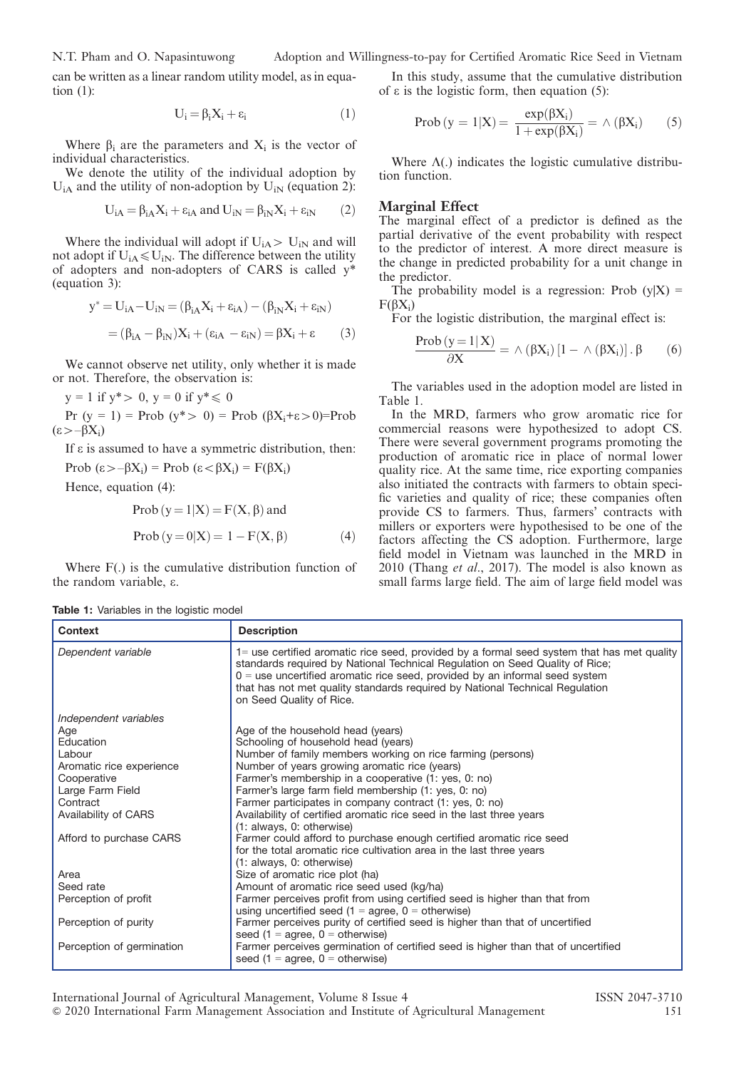can be written as a linear random utility model, as in equation (1):

$$U_i = \beta_i X_i + \varepsilon_i \quad (1)$$

Where $\beta_i$ are the parameters and $X_i$ is the vector of individual characteristics.

We denote the utility of the individual adoption by $U_{iA}$ and the utility of non-adoption by $U_{iN}$ (equation 2):

$$U_{iA} = \beta_{iA} X_i + \varepsilon_{iA} \text{ and } U_{iN} = \beta_{iN} X_i + \varepsilon_{iN} \quad (2)$$

Where the individual will adopt if $U_{iA} > U_{iN}$ and will not adopt if $U_{iA} \leqslant U_{iN}$. The difference between the utility of adopters and non-adopters of CARS is called $y^*$ (equation 3):

$$y^* = U_{iA} - U_{iN} = (\beta_{iA} X_i + \varepsilon_{iA}) - (\beta_{iN} X_i + \varepsilon_{iN})$$
$$= (\beta_{iA} - \beta_{iN}) X_i + (\varepsilon_{iA} - \varepsilon_{iN}) = \beta X_i + \varepsilon \quad (3)$$

We cannot observe net utility, only whether it is made or not. Therefore, the observation is:

$y = 1$ if $y^* > 0$, $y = 0$ if $y^* \leqslant 0$

$\Pr(y = 1) = \text{Prob}(y^* > 0) = \text{Prob}(\beta X_i + \varepsilon > 0) = \text{Prob}(\varepsilon > -\beta X_i)$

If $\varepsilon$ is assumed to have a symmetric distribution, then:

$\text{Prob}(\varepsilon > -\beta X_i) = \text{Prob}(\varepsilon < \beta X_i) = F(\beta X_i)$

Hence, equation (4):

$$\text{Prob}(y = 1|X) = F(X, \beta) \text{ and}$$
$$\text{Prob}(y = 0|X) = 1 - F(X, \beta) \quad (4)$$

Where F(.) is the cumulative distribution function of the random variable, $\varepsilon$.

In this study, assume that the cumulative distribution of $\varepsilon$ is the logistic form, then equation (5):

$$\text{Prob}(y = 1|X) = \frac{\exp(\beta X_i)}{1 + \exp(\beta X_i)} = \wedge(\beta X_i) \quad (5)$$

Where $\Lambda(.)$ indicates the logistic cumulative distribution function.

## Marginal Effect

The marginal effect of a predictor is defined as the partial derivative of the event probability with respect to the predictor of interest. A more direct measure is the change in predicted probability for a unit change in the predictor.

The probability model is a regression: $\text{Prob}(y|X) = F(\beta X_i)$

For the logistic distribution, the marginal effect is:

$$\frac{\text{Prob}(y = 1|X)}{\partial X} = \wedge(\beta X_i)[1 - \wedge(\beta X_i)] . \beta \quad (6)$$

The variables used in the adoption model are listed in Table 1.

In the MRD, farmers who grow aromatic rice for commercial reasons were hypothesized to adopt CS. There were several government programs promoting the production of aromatic rice in place of normal lower quality rice. At the same time, rice exporting companies also initiated the contracts with farmers to obtain specific varieties and quality of rice; these companies often provide CS to farmers. Thus, farmers' contracts with millers or exporters were hypothesised to be one of the factors affecting the CS adoption. Furthermore, large field model in Vietnam was launched in the MRD in 2010 (Thang *et al*., 2017). The model is also known as small farms large field. The aim of large field model was

**Table 1:** Variables in the logistic model

| Context | Description |
|---|---|
| *Dependent variable* | 1= use certified aromatic rice seed, provided by a formal seed system that has met quality standards required by National Technical Regulation on Seed Quality of Rice; 0 = use uncertified aromatic rice seed, provided by an informal seed system that has not met quality standards required by National Technical Regulation on Seed Quality of Rice. |
| *Independent variables* | |
| Age | Age of the household head (years) |
| Education | Schooling of household head (years) |
| Labour | Number of family members working on rice farming (persons) |
| Aromatic rice experience | Number of years growing aromatic rice (years) |
| Cooperative | Farmer's membership in a cooperative (1: yes, 0: no) |
| Large Farm Field | Farmer's large farm field membership (1: yes, 0: no) |
| Contract | Farmer participates in company contract (1: yes, 0: no) |
| Availability of CARS | Availability of certified aromatic rice seed in the last three years (1: always, 0: otherwise) |
| Afford to purchase CARS | Farmer could afford to purchase enough certified aromatic rice seed for the total aromatic rice cultivation area in the last three years (1: always, 0: otherwise) |
| Area | Size of aromatic rice plot (ha) |
| Seed rate | Amount of aromatic rice seed used (kg/ha) |
| Perception of profit | Farmer perceives profit from using certified seed is higher than that from using uncertified seed (1 = agree, 0 = otherwise) |
| Perception of purity | Farmer perceives purity of certified seed is higher than that of uncertified seed (1 = agree, 0 = otherwise) |
| Perception of germination | Farmer perceives germination of certified seed is higher than that of uncertified seed (1 = agree, 0 = otherwise) |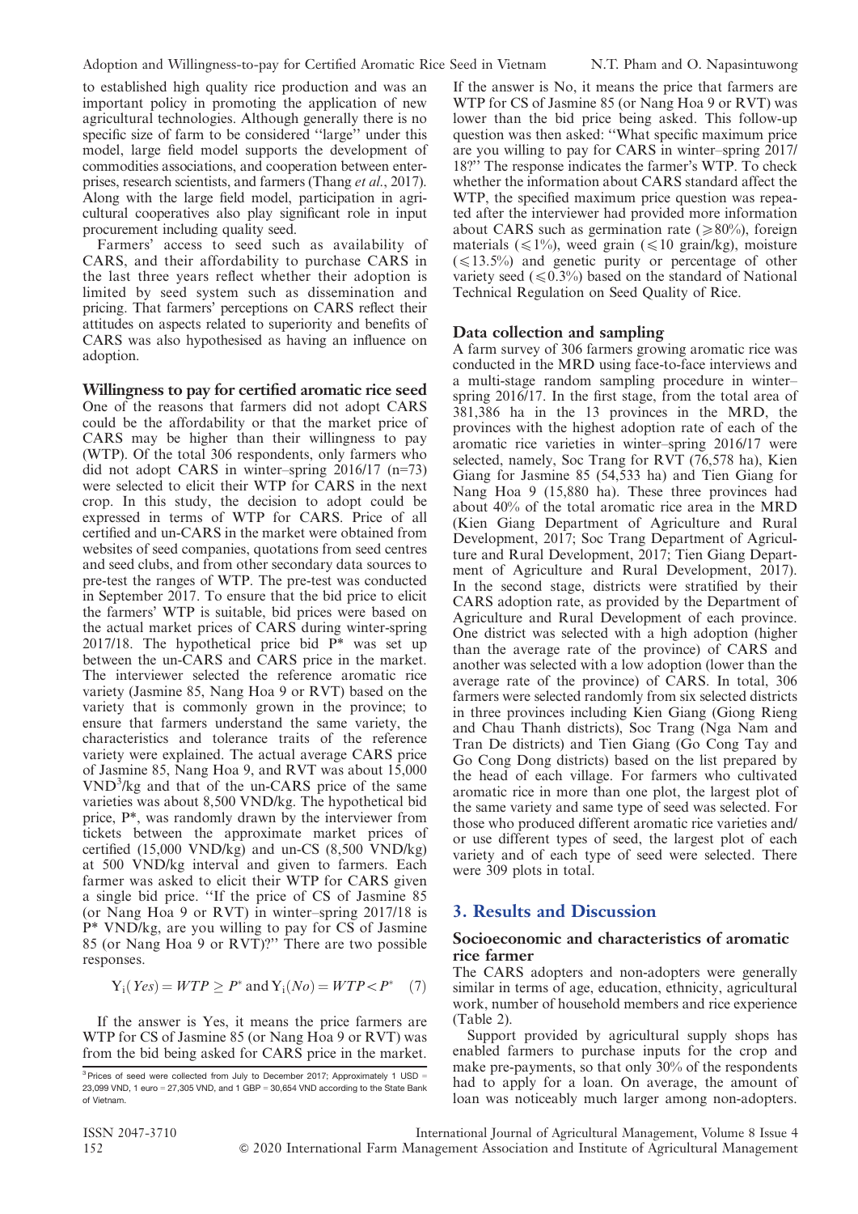to established high quality rice production and was an important policy in promoting the application of new agricultural technologies. Although generally there is no specific size of farm to be considered ''large'' under this model, large field model supports the development of commodities associations, and cooperation between enterprises, research scientists, and farmers (Thang *et al.*, 2017). Along with the large field model, participation in agricultural cooperatives also play significant role in input procurement including quality seed.

Farmers' access to seed such as availability of CARS, and their affordability to purchase CARS in the last three years reflect whether their adoption is limited by seed system such as dissemination and pricing. That farmers' perceptions on CARS reflect their attitudes on aspects related to superiority and benefits of CARS was also hypothesised as having an influence on adoption.

### Willingness to pay for certified aromatic rice seed

One of the reasons that farmers did not adopt CARS could be the affordability or that the market price of CARS may be higher than their willingness to pay (WTP). Of the total 306 respondents, only farmers who did not adopt CARS in winter–spring 2016/17 (n=73) were selected to elicit their WTP for CARS in the next crop. In this study, the decision to adopt could be expressed in terms of WTP for CARS. Price of all certified and un-CARS in the market were obtained from websites of seed companies, quotations from seed centres and seed clubs, and from other secondary data sources to pre-test the ranges of WTP. The pre-test was conducted in September 2017. To ensure that the bid price to elicit the farmers' WTP is suitable, bid prices were based on the actual market prices of CARS during winter-spring 2017/18. The hypothetical price bid P* was set up between the un-CARS and CARS price in the market. The interviewer selected the reference aromatic rice variety (Jasmine 85, Nang Hoa 9 or RVT) based on the variety that is commonly grown in the province; to ensure that farmers understand the same variety, the characteristics and tolerance traits of the reference variety were explained. The actual average CARS price of Jasmine 85, Nang Hoa 9, and RVT was about 15,000 VND[3]/kg and that of the un-CARS price of the same varieties was about 8,500 VND/kg. The hypothetical bid price, P*, was randomly drawn by the interviewer from tickets between the approximate market prices of certified (15,000 VND/kg) and un-CS (8,500 VND/kg) at 500 VND/kg interval and given to farmers. Each farmer was asked to elicit their WTP for CARS given a single bid price. ''If the price of CS of Jasmine 85 (or Nang Hoa 9 or RVT) in winter–spring 2017/18 is P* VND/kg, are you willing to pay for CS of Jasmine 85 (or Nang Hoa 9 or RVT)?'' There are two possible responses.

$$Y_i(Yes) = WTP \geq P^* \text{ and } Y_i(No) = WTP < P^* \quad (7)$$

If the answer is Yes, it means the price farmers are WTP for CS of Jasmine 85 (or Nang Hoa 9 or RVT) was from the bid being asked for CARS price in the market. If the answer is No, it means the price that farmers are WTP for CS of Jasmine 85 (or Nang Hoa 9 or RVT) was lower than the bid price being asked. This follow-up question was then asked: ''What specific maximum price are you willing to pay for CARS in winter–spring 2017/18?'' The response indicates the farmer's WTP. To check whether the information about CARS standard affect the WTP, the specified maximum price question was repeated after the interviewer had provided more information about CARS such as germination rate ($\geq$80%), foreign materials ($\leq$1%), weed grain ($\leq$10 grain/kg), moisture ($\leq$13.5%) and genetic purity or percentage of other variety seed ($\leq$0.3%) based on the standard of National Technical Regulation on Seed Quality of Rice.

### Data collection and sampling

A farm survey of 306 farmers growing aromatic rice was conducted in the MRD using face-to-face interviews and a multi-stage random sampling procedure in winter–spring 2016/17. In the first stage, from the total area of 381,386 ha in the 13 provinces in the MRD, the provinces with the highest adoption rate of each of the aromatic rice varieties in winter–spring 2016/17 were selected, namely, Soc Trang for RVT (76,578 ha), Kien Giang for Jasmine 85 (54,533 ha) and Tien Giang for Nang Hoa 9 (15,880 ha). These three provinces had about 40% of the total aromatic rice area in the MRD (Kien Giang Department of Agriculture and Rural Development, 2017; Soc Trang Department of Agriculture and Rural Development, 2017; Tien Giang Department of Agriculture and Rural Development, 2017). In the second stage, districts were stratified by their CARS adoption rate, as provided by the Department of Agriculture and Rural Development of each province. One district was selected with a high adoption (higher than the average rate of the province) of CARS and another was selected with a low adoption (lower than the average rate of the province) of CARS. In total, 306 farmers were selected randomly from six selected districts in three provinces including Kien Giang (Giong Rieng and Chau Thanh districts), Soc Trang (Nga Nam and Tran De districts) and Tien Giang (Go Cong Tay and Go Cong Dong districts) based on the list prepared by the head of each village. For farmers who cultivated aromatic rice in more than one plot, the largest plot of the same variety and same type of seed was selected. For those who produced different aromatic rice varieties and/or use different types of seed, the largest plot of each variety and of each type of seed were selected. There were 309 plots in total.

## 3. Results and Discussion

### Socioeconomic and characteristics of aromatic rice farmer

The CARS adopters and non-adopters were generally similar in terms of age, education, ethnicity, agricultural work, number of household members and rice experience (Table 2).

Support provided by agricultural supply shops has enabled farmers to purchase inputs for the crop and make pre-payments, so that only 30% of the respondents had to apply for a loan. On average, the amount of loan was noticeably much larger among non-adopters.

[3] Prices of seed were collected from July to December 2017; Approximately 1 USD = 23,099 VND, 1 euro = 27,305 VND, and 1 GBP = 30,654 VND according to the State Bank of Vietnam.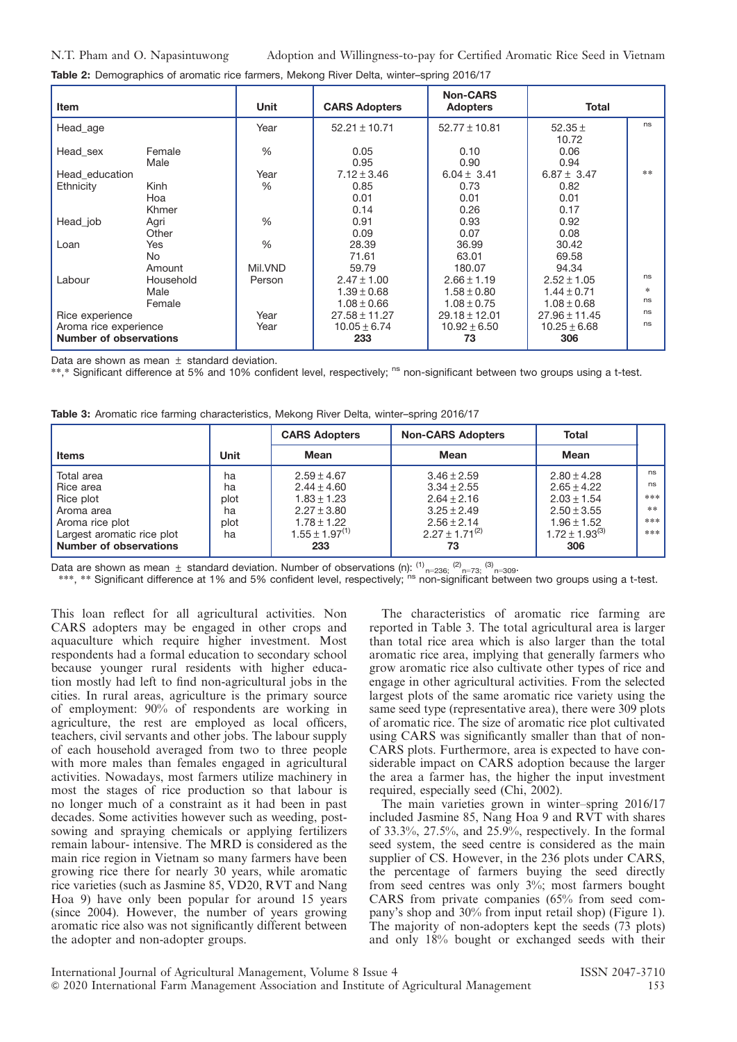**Table 2:** Demographics of aromatic rice farmers, Mekong River Delta, winter–spring 2016/17

| Item | | Unit | CARS Adopters | Non-CARS Adopters | Total | |
|---|---|---|---|---|---|---|
| Head_age | | Year | 52.21 ± 10.71 | 52.77 ± 10.81 | 52.35 ± 10.72 | ns |
| Head_sex | Female | % | 0.05 | 0.10 | 0.06 | |
| | Male | | 0.95 | 0.90 | 0.94 | |
| Head_education | | Year | 7.12 ± 3.46 | 6.04 ± 3.41 | 6.87 ± 3.47 | ** |
| Ethnicity | Kinh | % | 0.85 | 0.73 | 0.82 | |
| | Hoa | | 0.01 | 0.01 | 0.01 | |
| | Khmer | | 0.14 | 0.26 | 0.17 | |
| Head_job | Agri | % | 0.91 | 0.93 | 0.92 | |
| | Other | | 0.09 | 0.07 | 0.08 | |
| Loan | Yes | % | 28.39 | 36.99 | 30.42 | |
| | No | | 71.61 | 63.01 | 69.58 | |
| | Amount | Mil.VND | 59.79 | 180.07 | 94.34 | |
| Labour | Household | Person | 2.47 ± 1.00 | 2.66 ± 1.19 | 2.52 ± 1.05 | ns |
| | Male | | 1.39 ± 0.68 | 1.58 ± 0.80 | 1.44 ± 0.71 | * |
| | Female | | 1.08 ± 0.66 | 1.08 ± 0.75 | 1.08 ± 0.68 | ns |
| Rice experience | | Year | 27.58 ± 11.27 | 29.18 ± 12.01 | 27.96 ± 11.45 | ns |
| Aroma rice experience | | Year | 10.05 ± 6.74 | 10.92 ± 6.50 | 10.25 ± 6.68 | ns |
| **Number of observations** | | | **233** | **73** | **306** | |

Data are shown as mean ± standard deviation.
**,* Significant difference at 5% and 10% confident level, respectively; ns non-significant between two groups using a t-test.

**Table 3:** Aromatic rice farming characteristics, Mekong River Delta, winter–spring 2016/17

| Items | Unit | CARS Adopters Mean | Non-CARS Adopters Mean | Total Mean | |
|---|---|---|---|---|---|
| Total area | ha | 2.59 ± 4.67 | 3.46 ± 2.59 | 2.80 ± 4.28 | ns |
| Rice area | ha | 2.44 ± 4.60 | 3.34 ± 2.55 | 2.65 ± 4.22 | ns |
| Rice plot | plot | 1.83 ± 1.23 | 2.64 ± 2.16 | 2.03 ± 1.54 | *** |
| Aroma area | ha | 2.27 ± 3.80 | 3.25 ± 2.49 | 2.50 ± 3.55 | ** |
| Aroma rice plot | plot | 1.78 ± 1.22 | 2.56 ± 2.14 | 1.96 ± 1.52 | *** |
| Largest aromatic rice plot | ha | 1.55 ± 1.97(1) | 2.27 ± 1.71(2) | 1.72 ± 1.93(3) | *** |
| **Number of observations** | | **233** | **73** | **306** | |

Data are shown as mean ± standard deviation. Number of observations (n): (1) n=236; (2) n=73; (3) n=309.
***, ** Significant difference at 1% and 5% confident level, respectively; ns non-significant between two groups using a t-test.

This loan reflect for all agricultural activities. Non CARS adopters may be engaged in other crops and aquaculture which require higher investment. Most respondents had a formal education to secondary school because younger rural residents with higher education mostly had left to find non-agricultural jobs in the cities. In rural areas, agriculture is the primary source of employment: 90% of respondents are working in agriculture, the rest are employed as local officers, teachers, civil servants and other jobs. The labour supply of each household averaged from two to three people with more males than females engaged in agricultural activities. Nowadays, most farmers utilize machinery in most the stages of rice production so that labour is no longer much of a constraint as it had been in past decades. Some activities however such as weeding, post-sowing and spraying chemicals or applying fertilizers remain labour- intensive. The MRD is considered as the main rice region in Vietnam so many farmers have been growing rice there for nearly 30 years, while aromatic rice varieties (such as Jasmine 85, VD20, RVT and Nang Hoa 9) have only been popular for around 15 years (since 2004). However, the number of years growing aromatic rice also was not significantly different between the adopter and non-adopter groups.

The characteristics of aromatic rice farming are reported in Table 3. The total agricultural area is larger than total rice area which is also larger than the total aromatic rice area, implying that generally farmers who grow aromatic rice also cultivate other types of rice and engage in other agricultural activities. From the selected largest plots of the same aromatic rice variety using the same seed type (representative area), there were 309 plots of aromatic rice. The size of aromatic rice plot cultivated using CARS was significantly smaller than that of non-CARS plots. Furthermore, area is expected to have considerable impact on CARS adoption because the larger the area a farmer has, the higher the input investment required, especially seed (Chi, 2002).

The main varieties grown in winter–spring 2016/17 included Jasmine 85, Nang Hoa 9 and RVT with shares of 33.3%, 27.5%, and 25.9%, respectively. In the formal seed system, the seed centre is considered as the main supplier of CS. However, in the 236 plots under CARS, the percentage of farmers buying the seed directly from seed centres was only 3%; most farmers bought CARS from private companies (65% from seed company's shop and 30% from input retail shop) (Figure 1). The majority of non-adopters kept the seeds (73 plots) and only 18% bought or exchanged seeds with their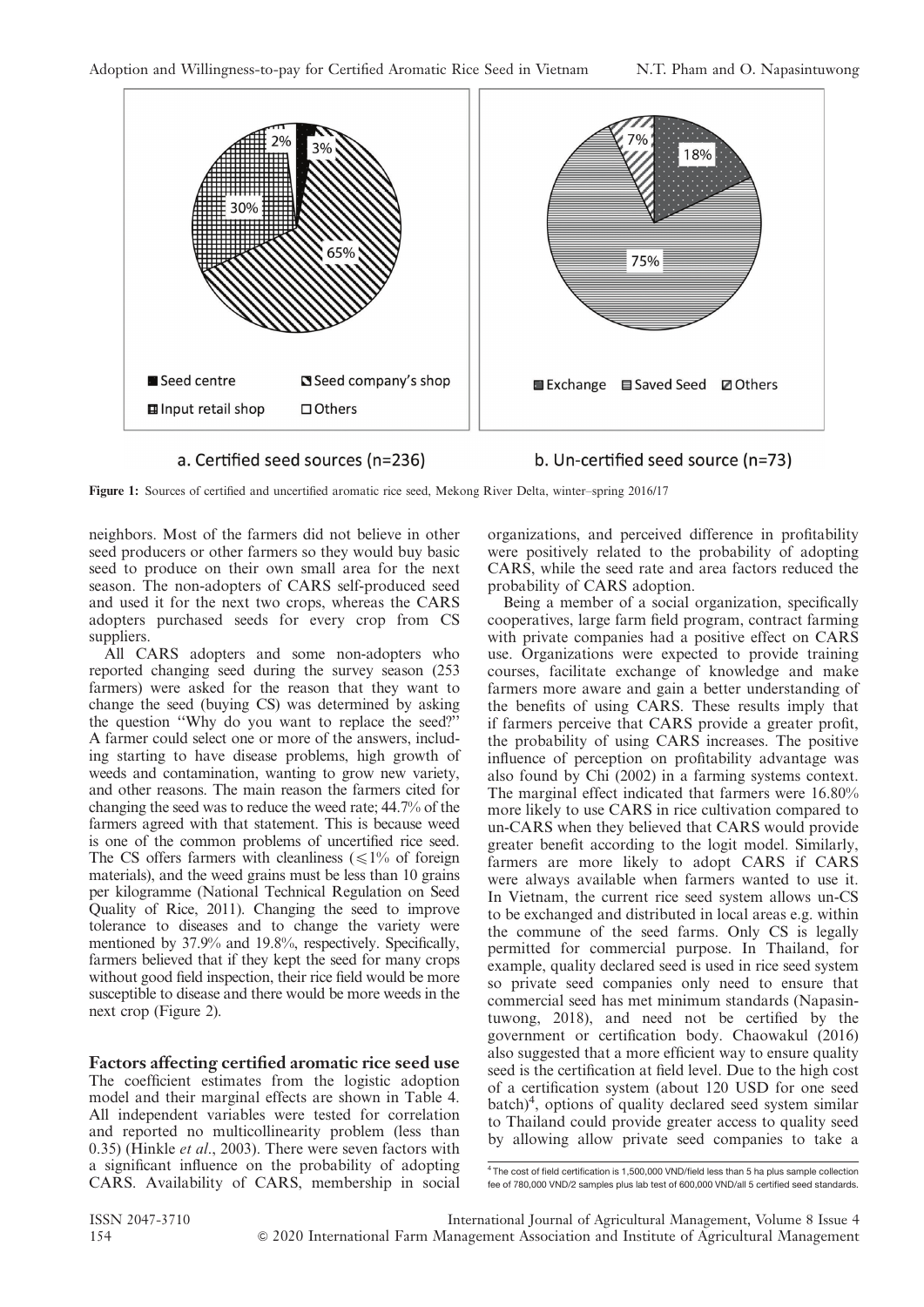a. Certified seed sources (n=236)

b. Un-certified seed source (n=73)

**Figure 1:** Sources of certified and uncertified aromatic rice seed, Mekong River Delta, winter–spring 2016/17

neighbors. Most of the farmers did not believe in other seed producers or other farmers so they would buy basic seed to produce on their own small area for the next season. The non-adopters of CARS self-produced seed and used it for the next two crops, whereas the CARS adopters purchased seeds for every crop from CS suppliers.

All CARS adopters and some non-adopters who reported changing seed during the survey season (253 farmers) were asked for the reason that they want to change the seed (buying CS) was determined by asking the question "Why do you want to replace the seed?" A farmer could select one or more of the answers, including starting to have disease problems, high growth of weeds and contamination, wanting to grow new variety, and other reasons. The main reason the farmers cited for changing the seed was to reduce the weed rate; 44.7% of the farmers agreed with that statement. This is because weed is one of the common problems of uncertified rice seed. The CS offers farmers with cleanliness ($\leqslant$1% of foreign materials), and the weed grains must be less than 10 grains per kilogramme (National Technical Regulation on Seed Quality of Rice, 2011). Changing the seed to improve tolerance to diseases and to change the variety were mentioned by 37.9% and 19.8%, respectively. Specifically, farmers believed that if they kept the seed for many crops without good field inspection, their rice field would be more susceptible to disease and there would be more weeds in the next crop (Figure 2).

## Factors affecting certified aromatic rice seed use

The coefficient estimates from the logistic adoption model and their marginal effects are shown in Table 4. All independent variables were tested for correlation and reported no multicollinearity problem (less than 0.35) (Hinkle *et al*., 2003). There were seven factors with a significant influence on the probability of adopting CARS. Availability of CARS, membership in social organizations, and perceived difference in profitability were positively related to the probability of adopting CARS, while the seed rate and area factors reduced the probability of CARS adoption.

Being a member of a social organization, specifically cooperatives, large farm field program, contract farming with private companies had a positive effect on CARS use. Organizations were expected to provide training courses, facilitate exchange of knowledge and make farmers more aware and gain a better understanding of the benefits of using CARS. These results imply that if farmers perceive that CARS provide a greater profit, the probability of using CARS increases. The positive influence of perception on profitability advantage was also found by Chi (2002) in a farming systems context. The marginal effect indicated that farmers were 16.80% more likely to use CARS in rice cultivation compared to un-CARS when they believed that CARS would provide greater benefit according to the logit model. Similarly, farmers are more likely to adopt CARS if CARS were always available when farmers wanted to use it. In Vietnam, the current rice seed system allows un-CS to be exchanged and distributed in local areas e.g. within the commune of the seed farms. Only CS is legally permitted for commercial purpose. In Thailand, for example, quality declared seed is used in rice seed system so private seed companies only need to ensure that commercial seed has met minimum standards (Napasintuwong, 2018), and need not be certified by the government or certification body. Chaowakul (2016) also suggested that a more efficient way to ensure quality seed is the certification at field level. Due to the high cost of a certification system (about 120 USD for one seed batch)[4], options of quality declared seed system similar to Thailand could provide greater access to quality seed by allowing allow private seed companies to take a

[4] The cost of field certification is 1,500,000 VND/field less than 5 ha plus sample collection fee of 780,000 VND/2 samples plus lab test of 600,000 VND/all 5 certified seed standards.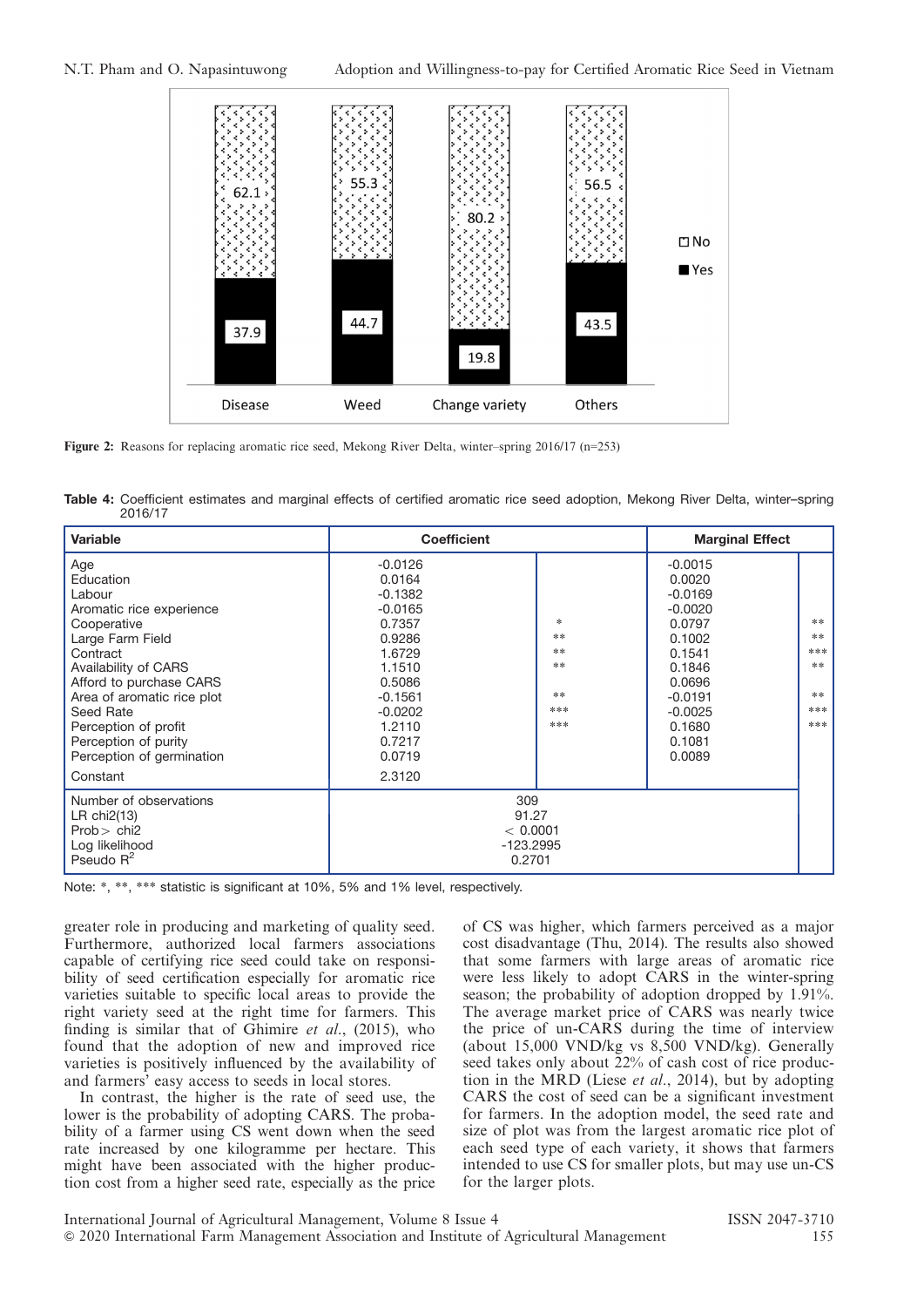**Figure 2:** Reasons for replacing aromatic rice seed, Mekong River Delta, winter–spring 2016/17 (n=253)

**Table 4:** Coefficient estimates and marginal effects of certified aromatic rice seed adoption, Mekong River Delta, winter–spring 2016/17

| Variable | Coefficient | | Marginal Effect | |
|---|---|---|---|---|
| Age | -0.0126 | | -0.0015 | |
| Education | 0.0164 | | 0.0020 | |
| Labour | -0.1382 | | -0.0169 | |
| Aromatic rice experience | -0.0165 | | -0.0020 | |
| Cooperative | 0.7357 | * | 0.0797 | ** |
| Large Farm Field | 0.9286 | ** | 0.1002 | ** |
| Contract | 1.6729 | ** | 0.1541 | *** |
| Availability of CARS | 1.1510 | ** | 0.1846 | ** |
| Afford to purchase CARS | 0.5086 | | 0.0696 | |
| Area of aromatic rice plot | -0.1561 | ** | -0.0191 | ** |
| Seed Rate | -0.0202 | *** | -0.0025 | *** |
| Perception of profit | 1.2110 | *** | 0.1680 | *** |
| Perception of purity | 0.7217 | | 0.1081 | |
| Perception of germination | 0.0719 | | 0.0089 | |
| Constant | 2.3120 | | | |
| Number of observations | 309 | | | |
| LR chi2(13) | 91.27 | | | |
| Prob> chi2 | < 0.0001 | | | |
| Log likelihood | -123.2995 | | | |
| Pseudo $R^2$ | 0.2701 | | | |

Note: *, **, *** statistic is significant at 10%, 5% and 1% level, respectively.

greater role in producing and marketing of quality seed. Furthermore, authorized local farmers associations capable of certifying rice seed could take on responsibility of seed certification especially for aromatic rice varieties suitable to specific local areas to provide the right variety seed at the right time for farmers. This finding is similar that of Ghimire *et al.*, (2015), who found that the adoption of new and improved rice varieties is positively influenced by the availability of and farmers' easy access to seeds in local stores.

In contrast, the higher is the rate of seed use, the lower is the probability of adopting CARS. The probability of a farmer using CS went down when the seed rate increased by one kilogramme per hectare. This might have been associated with the higher production cost from a higher seed rate, especially as the price of CS was higher, which farmers perceived as a major cost disadvantage (Thu, 2014). The results also showed that some farmers with large areas of aromatic rice were less likely to adopt CARS in the winter-spring season; the probability of adoption dropped by 1.91%. The average market price of CARS was nearly twice the price of un-CARS during the time of interview (about 15,000 VND/kg vs 8,500 VND/kg). Generally seed takes only about 22% of cash cost of rice production in the MRD (Liese *et al.*, 2014), but by adopting CARS the cost of seed can be a significant investment for farmers. In the adoption model, the seed rate and size of plot was from the largest aromatic rice plot of each seed type of each variety, it shows that farmers intended to use CS for smaller plots, but may use un-CS for the larger plots.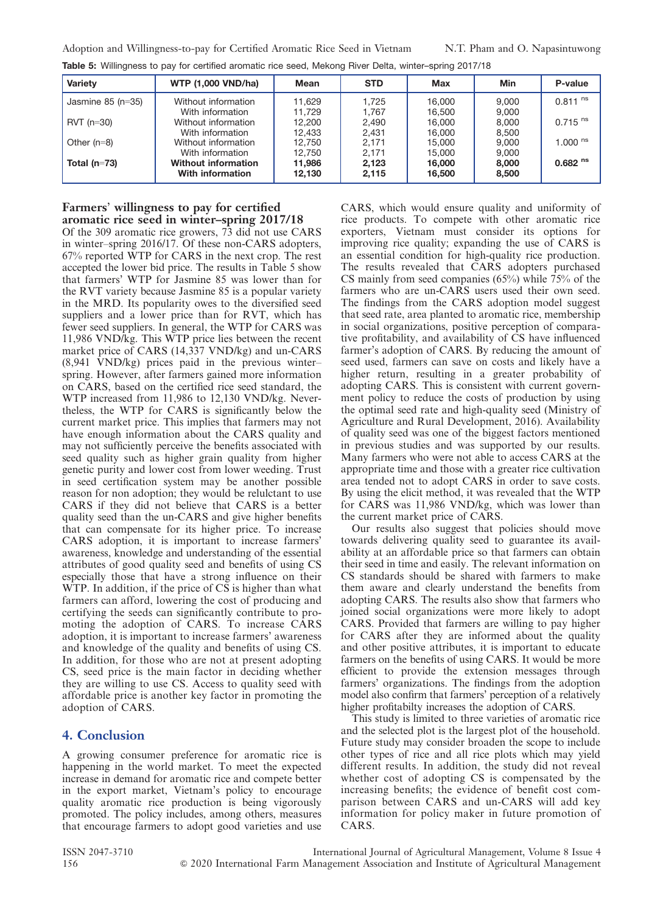**Table 5:** Willingness to pay for certified aromatic rice seed, Mekong River Delta, winter–spring 2017/18

| Variety | WTP (1,000 VND/ha) | Mean | STD | Max | Min | P-value |
|---|---|---|---|---|---|---|
| Jasmine 85 (n=35) | Without information | 11,629 | 1,725 | 16,000 | 9,000 | 0.811 $^{ns}$ |
| | With information | 11,729 | 1,767 | 16,500 | 9,000 | |
| RVT (n=30) | Without information | 12,200 | 2,490 | 16,000 | 8,000 | 0.715 $^{ns}$ |
| | With information | 12,433 | 2,431 | 16,000 | 8,500 | |
| Other (n=8) | Without information | 12,750 | 2,171 | 15,000 | 9,000 | 1.000 $^{ns}$ |
| | With information | 12,750 | 2,171 | 15,000 | 9,000 | |
| **Total (n=73)** | **Without information** | **11,986** | **2,123** | **16,000** | **8,000** | **0.682** $^{ns}$ |
| | **With information** | **12,130** | **2,115** | **16,500** | **8,500** | |

### Farmers' willingness to pay for certified aromatic rice seed in winter–spring 2017/18

Of the 309 aromatic rice growers, 73 did not use CARS in winter–spring 2016/17. Of these non-CARS adopters, 67% reported WTP for CARS in the next crop. The rest accepted the lower bid price. The results in Table 5 show that farmers' WTP for Jasmine 85 was lower than for the RVT variety because Jasmine 85 is a popular variety in the MRD. Its popularity owes to the diversified seed suppliers and a lower price than for RVT, which has fewer seed suppliers. In general, the WTP for CARS was 11,986 VND/kg. This WTP price lies between the recent market price of CARS (14,337 VND/kg) and un-CARS (8,941 VND/kg) prices paid in the previous winter–spring. However, after farmers gained more information on CARS, based on the certified rice seed standard, the WTP increased from 11,986 to 12,130 VND/kg. Nevertheless, the WTP for CARS is significantly below the current market price. This implies that farmers may not have enough information about the CARS quality and may not sufficiently perceive the benefits associated with seed quality such as higher grain quality from higher genetic purity and lower cost from lower weeding. Trust in seed certification system may be another possible reason for non adoption; they would be relulctant to use CARS if they did not believe that CARS is a better quality seed than the un-CARS and give higher benefits that can compensate for its higher price. To increase CARS adoption, it is important to increase farmers' awareness, knowledge and understanding of the essential attributes of good quality seed and benefits of using CS especially those that have a strong influence on their WTP. In addition, if the price of CS is higher than what farmers can afford, lowering the cost of producing and certifying the seeds can significantly contribute to promoting the adoption of CARS. To increase CARS adoption, it is important to increase farmers' awareness and knowledge of the quality and benefits of using CS. In addition, for those who are not at present adopting CS, seed price is the main factor in deciding whether they are willing to use CS. Access to quality seed with affordable price is another key factor in promoting the adoption of CARS.

## 4. Conclusion

A growing consumer preference for aromatic rice is happening in the world market. To meet the expected increase in demand for aromatic rice and compete better in the export market, Vietnam's policy to encourage quality aromatic rice production is being vigorously promoted. The policy includes, among others, measures that encourage farmers to adopt good varieties and use CARS, which would ensure quality and uniformity of rice products. To compete with other aromatic rice exporters, Vietnam must consider its options for improving rice quality; expanding the use of CARS is an essential condition for high-quality rice production. The results revealed that CARS adopters purchased CS mainly from seed companies (65%) while 75% of the farmers who are un-CARS users used their own seed. The findings from the CARS adoption model suggest that seed rate, area planted to aromatic rice, membership in social organizations, positive perception of comparative profitability, and availability of CS have influenced farmer's adoption of CARS. By reducing the amount of seed used, farmers can save on costs and likely have a higher return, resulting in a greater probability of adopting CARS. This is consistent with current government policy to reduce the costs of production by using the optimal seed rate and high-quality seed (Ministry of Agriculture and Rural Development, 2016). Availability of quality seed was one of the biggest factors mentioned in previous studies and was supported by our results. Many farmers who were not able to access CARS at the appropriate time and those with a greater rice cultivation area tended not to adopt CARS in order to save costs. By using the elicit method, it was revealed that the WTP for CARS was 11,986 VND/kg, which was lower than the current market price of CARS.

Our results also suggest that policies should move towards delivering quality seed to guarantee its availability at an affordable price so that farmers can obtain their seed in time and easily. The relevant information on CS standards should be shared with farmers to make them aware and clearly understand the benefits from adopting CARS. The results also show that farmers who joined social organizations were more likely to adopt CARS. Provided that farmers are willing to pay higher for CARS after they are informed about the quality and other positive attributes, it is important to educate farmers on the benefits of using CARS. It would be more efficient to provide the extension messages through farmers' organizations. The findings from the adoption model also confirm that farmers' perception of a relatively higher profitabilty increases the adoption of CARS.

This study is limited to three varieties of aromatic rice and the selected plot is the largest plot of the household. Future study may consider broaden the scope to include other types of rice and all rice plots which may yield different results. In addition, the study did not reveal whether cost of adopting CS is compensated by the increasing benefits; the evidence of benefit cost comparison between CARS and un-CARS will add key information for policy maker in future promotion of CARS.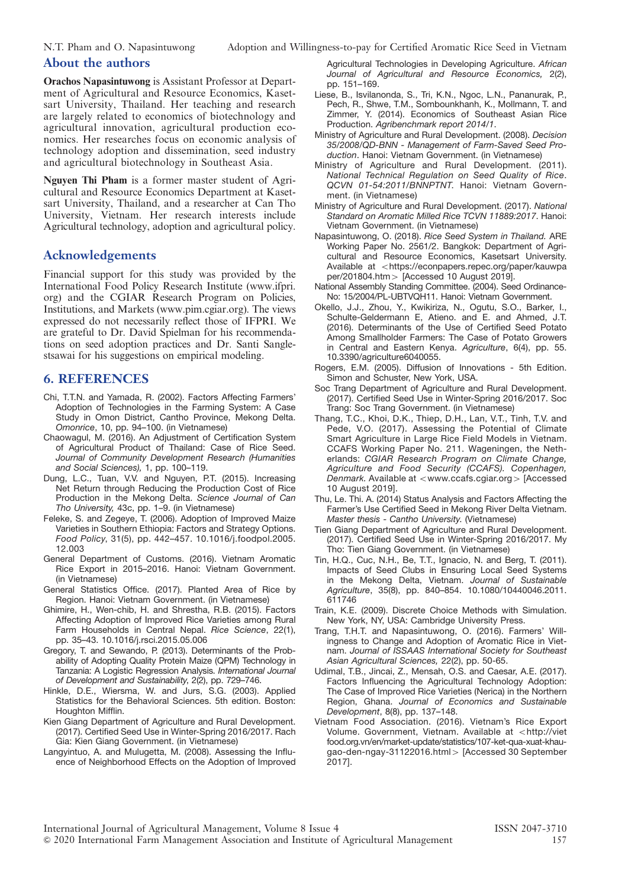## About the authors

**Orachos Napasintuwong** is Assistant Professor at Department of Agricultural and Resource Economics, Kasetsart University, Thailand. Her teaching and research are largely related to economics of biotechnology and agricultural innovation, agricultural production economics. Her researches focus on economic analysis of technology adoption and dissemination, seed industry and agricultural biotechnology in Southeast Asia.

**Nguyen Thi Pham** is a former master student of Agricultural and Resource Economics Department at Kasetsart University, Thailand, and a researcher at Can Tho University, Vietnam. Her research interests include Agricultural technology, adoption and agricultural policy.

## Acknowledgements

Financial support for this study was provided by the International Food Policy Research Institute (www.ifpri.org) and the CGIAR Research Program on Policies, Institutions, and Markets (www.pim.cgiar.org). The views expressed do not necessarily reflect those of IFPRI. We are grateful to Dr. David Spielman for his recommendations on seed adoption practices and Dr. Santi Sanglestsawai for his suggestions on empirical modeling.

## 6. REFERENCES

Chi, T.T.N. and Yamada, R. (2002). Factors Affecting Farmers' Adoption of Technologies in the Farming System: A Case Study in Omon District, Cantho Province, Mekong Delta. *Omonrice*, 10, pp. 94–100. (in Vietnamese)

Chaowagul, M. (2016). An Adjustment of Certification System of Agricultural Product of Thailand: Case of Rice Seed. *Journal of Community Development Research (Humanities and Social Sciences),* 1, pp. 100–119.

Dung, L.C., Tuan, V.V. and Nguyen, P.T. (2015). Increasing Net Return through Reducing the Production Cost of Rice Production in the Mekong Delta. *Science Journal of Can Tho University,* 43c, pp. 1–9. (in Vietnamese)

Feleke, S. and Zegeye, T. (2006). Adoption of Improved Maize Varieties in Southern Ethiopia: Factors and Strategy Options. *Food Policy*, 31(5), pp. 442–457. 10.1016/j.foodpol.2005.12.003

General Department of Customs. (2016). Vietnam Aromatic Rice Export in 2015–2016. Hanoi: Vietnam Government. (in Vietnamese)

General Statistics Office. (2017). Planted Area of Rice by Region. Hanoi: Vietnam Government. (in Vietnamese)

Ghimire, H., Wen-chib, H. and Shrestha, R.B. (2015). Factors Affecting Adoption of Improved Rice Varieties among Rural Farm Households in Central Nepal. *Rice Science*, 22(1), pp. 35–43. 10.1016/j.rsci.2015.05.006

Gregory, T. and Sewando, P. (2013). Determinants of the Probability of Adopting Quality Protein Maize (QPM) Technology in Tanzania: A Logistic Regression Analysis. *International Journal of Development and Sustainability*, 2(2), pp. 729–746.

Hinkle, D.E., Wiersma, W. and Jurs, S.G. (2003). Applied Statistics for the Behavioral Sciences. 5th edition. Boston: Houghton Mifflin.

Kien Giang Department of Agriculture and Rural Development. (2017). Certified Seed Use in Winter-Spring 2016/2017. Rach Gia: Kien Giang Government. (in Vietnamese)

Langyintuo, A. and Mulugetta, M. (2008). Assessing the Influence of Neighborhood Effects on the Adoption of Improved Agricultural Technologies in Developing Agriculture. *African Journal of Agricultural and Resource Economics,* 2(2), pp. 151–169.

Liese, B., Isvilanonda, S., Tri, K.N., Ngoc, L.N., Pananurak, P., Pech, R., Shwe, T.M., Sombounkhanh, K., Mollmann, T. and Zimmer, Y. (2014). Economics of Southeast Asian Rice Production. *Agribenchmark report 2014/1*.

Ministry of Agriculture and Rural Development. (2008). *Decision 35/2008/QD-BNN - Management of Farm-Saved Seed Production*. Hanoi: Vietnam Government. (in Vietnamese)

Ministry of Agriculture and Rural Development. (2011). *National Technical Regulation on Seed Quality of Rice. QCVN 01-54:2011/BNNPTNT.* Hanoi: Vietnam Government. (in Vietnamese)

Ministry of Agriculture and Rural Development. (2017). *National Standard on Aromatic Milled Rice TCVN 11889:2017*. Hanoi: Vietnam Government. (in Vietnamese)

Napasintuwong, O. (2018). *Rice Seed System in Thailand.* ARE Working Paper No. 2561/2. Bangkok: Department of Agricultural and Resource Economics, Kasetsart University. Available at <https://econpapers.repec.org/paper/kauwpaper/201804.htm> [Accessed 10 August 2019].

National Assembly Standing Committee. (2004). Seed Ordinance-No: 15/2004/PL-UBTVQH11. Hanoi: Vietnam Government.

Okello, J.J., Zhou, Y., Kwikiriza, N., Ogutu, S.O., Barker, I., Schulte-Geldermann E, Atieno. and E. and Ahmed, J.T. (2016). Determinants of the Use of Certified Seed Potato Among Smallholder Farmers: The Case of Potato Growers in Central and Eastern Kenya. *Agriculture*, 6(4), pp. 55. 10.3390/agriculture6040055.

Rogers, E.M. (2005). Diffusion of Innovations - 5th Edition. Simon and Schuster, New York, USA.

Soc Trang Department of Agriculture and Rural Development. (2017). Certified Seed Use in Winter-Spring 2016/2017. Soc Trang: Soc Trang Government. (in Vietnamese)

Thang, T.C., Khoi, D.K., Thiep, D.H., Lan, V.T., Tinh, T.V. and Pede, V.O. (2017). Assessing the Potential of Climate Smart Agriculture in Large Rice Field Models in Vietnam. CCAFS Working Paper No. 211. Wageningen, the Netherlands: *CGIAR Research Program on Climate Change, Agriculture and Food Security (CCAFS). Copenhagen, Denmark.* Available at <www.ccafs.cgiar.org> [Accessed 10 August 2019].

Thu, Le. Thi. A. (2014) Status Analysis and Factors Affecting the Farmer's Use Certified Seed in Mekong River Delta Vietnam. *Master thesis - Cantho University.* (Vietnamese)

Tien Giang Department of Agriculture and Rural Development. (2017). Certified Seed Use in Winter-Spring 2016/2017. My Tho: Tien Giang Government. (in Vietnamese)

Tin, H.Q., Cuc, N.H., Be, T.T., Ignacio, N. and Berg, T. (2011). Impacts of Seed Clubs in Ensuring Local Seed Systems in the Mekong Delta, Vietnam. *Journal of Sustainable Agriculture*, 35(8), pp. 840–854. 10.1080/10440046.2011.611746

Train, K.E. (2009). Discrete Choice Methods with Simulation. New York, NY, USA: Cambridge University Press.

Trang, T.H.T. and Napasintuwong, O. (2016). Farmers' Willingness to Change and Adoption of Aromatic Rice in Vietnam. *Journal of ISSAAS International Society for Southeast Asian Agricultural Sciences,* 22(2), pp. 50-65.

Udimal, T.B., Jincai, Z., Mensah, O.S. and Caesar, A.E. (2017). Factors Influencing the Agricultural Technology Adoption: The Case of Improved Rice Varieties (Nerica) in the Northern Region, Ghana. *Journal of Economics and Sustainable Development*, 8(8), pp. 137–148.

Vietnam Food Association. (2016). Vietnam's Rice Export Volume. Government, Vietnam. Available at <http://vietfood.org.vn/en/market-update/statistics/107-ket-qua-xuat-khau-gao-den-ngay-31122016.html> [Accessed 30 September 2017].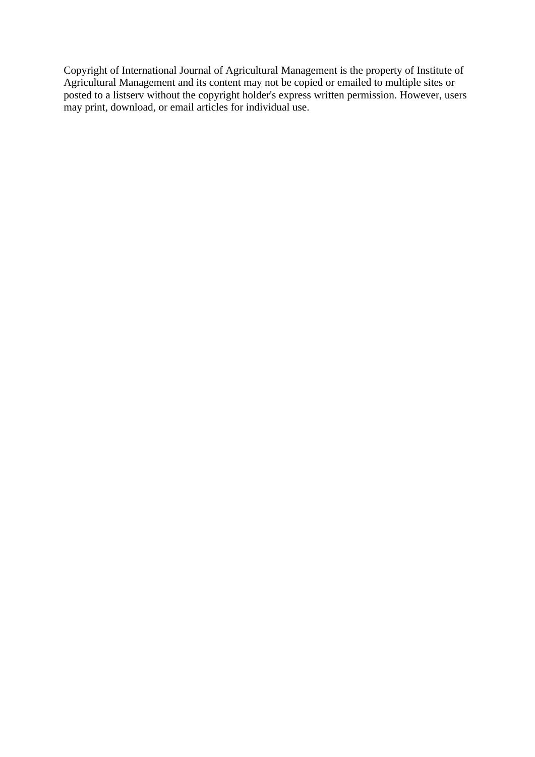Copyright of International Journal of Agricultural Management is the property of Institute of Agricultural Management and its content may not be copied or emailed to multiple sites or posted to a listserv without the copyright holder's express written permission. However, users may print, download, or email articles for individual use.